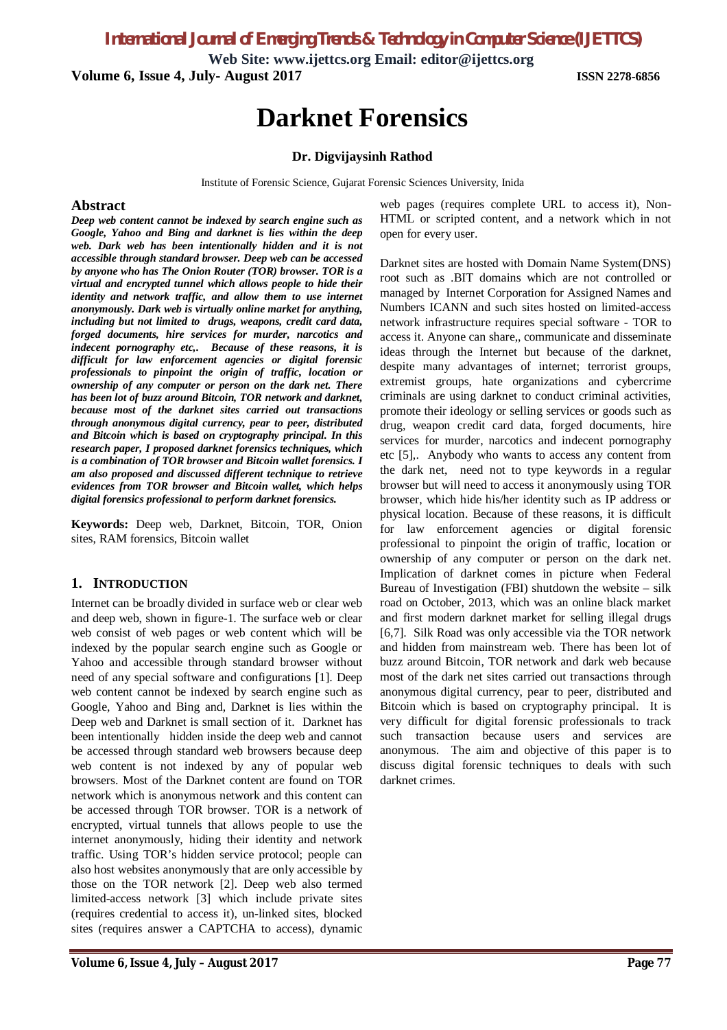# Darknet Forensics

**Dr. Digvijaysinh Rathod**

Institute of Forensic Science, Gujarat Forensic Sciences University, Inida

## Abstract

***Deep web content cannot be indexed by search engine such as Google, Yahoo and Bing and darknet is lies within the deep web. Dark web has been intentionally hidden and it is not accessible through standard browser. Deep web can be accessed by anyone who has The Onion Router (TOR) browser. TOR is a virtual and encrypted tunnel which allows people to hide their identity and network traffic, and allow them to use internet anonymously. Dark web is virtually online market for anything, including but not limited to drugs, weapons, credit card data, forged documents, hire services for murder, narcotics and indecent pornography etc,. Because of these reasons, it is difficult for law enforcement agencies or digital forensic professionals to pinpoint the origin of traffic, location or ownership of any computer or person on the dark net. There has been lot of buzz around Bitcoin, TOR network and darknet, because most of the darknet sites carried out transactions through anonymous digital currency, pear to peer, distributed and Bitcoin which is based on cryptography principal. In this research paper, I proposed darknet forensics techniques, which is a combination of TOR browser and Bitcoin wallet forensics. I am also proposed and discussed different technique to retrieve evidences from TOR browser and Bitcoin wallet, which helps digital forensics professional to perform darknet forensics.***

**Keywords:** Deep web, Darknet, Bitcoin, TOR, Onion sites, RAM forensics, Bitcoin wallet

## 1. Introduction

Internet can be broadly divided in surface web or clear web and deep web, shown in figure-1. The surface web or clear web consist of web pages or web content which will be indexed by the popular search engine such as Google or Yahoo and accessible through standard browser without need of any special software and configurations [1]. Deep web content cannot be indexed by search engine such as Google, Yahoo and Bing and, Darknet is lies within the Deep web and Darknet is small section of it. Darknet has been intentionally hidden inside the deep web and cannot be accessed through standard web browsers because deep web content is not indexed by any of popular web browsers. Most of the Darknet content are found on TOR network which is anonymous network and this content can be accessed through TOR browser. TOR is a network of encrypted, virtual tunnels that allows people to use the internet anonymously, hiding their identity and network traffic. Using TOR's hidden service protocol; people can also host websites anonymously that are only accessible by those on the TOR network [2]. Deep web also termed limited-access network [3] which include private sites (requires credential to access it), un-linked sites, blocked sites (requires answer a CAPTCHA to access), dynamic web pages (requires complete URL to access it), Non-HTML or scripted content, and a network which in not open for every user.

Darknet sites are hosted with Domain Name System(DNS) root such as .BIT domains which are not controlled or managed by Internet Corporation for Assigned Names and Numbers ICANN and such sites hosted on limited-access network infrastructure requires special software - TOR to access it. Anyone can share,, communicate and disseminate ideas through the Internet but because of the darknet, despite many advantages of internet; terrorist groups, extremist groups, hate organizations and cybercrime criminals are using darknet to conduct criminal activities, promote their ideology or selling services or goods such as drug, weapon credit card data, forged documents, hire services for murder, narcotics and indecent pornography etc [5],. Anybody who wants to access any content from the dark net, need not to type keywords in a regular browser but will need to access it anonymously using TOR browser, which hide his/her identity such as IP address or physical location. Because of these reasons, it is difficult for law enforcement agencies or digital forensic professional to pinpoint the origin of traffic, location or ownership of any computer or person on the dark net. Implication of darknet comes in picture when Federal Bureau of Investigation (FBI) shutdown the website – silk road on October, 2013, which was an online black market and first modern darknet market for selling illegal drugs [6,7]. Silk Road was only accessible via the TOR network and hidden from mainstream web. There has been lot of buzz around Bitcoin, TOR network and dark web because most of the dark net sites carried out transactions through anonymous digital currency, pear to peer, distributed and Bitcoin which is based on cryptography principal. It is very difficult for digital forensic professionals to track such transaction because users and services are anonymous. The aim and objective of this paper is to discuss digital forensic techniques to deals with such darknet crimes.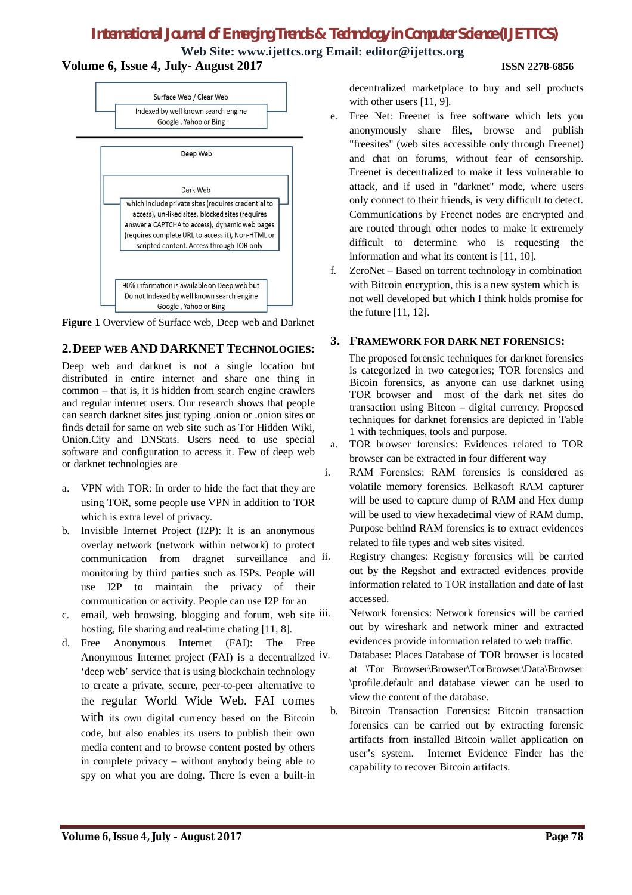Surface Web / Clear Web

Indexed by well known search engine Google , Yahoo or Bing

Deep Web

Dark Web

which include private sites (requires credential to access), un-liked sites, blocked sites (requires answer a CAPTCHA to access), dynamic web pages (requires complete URL to access it), Non-HTML or scripted content. Access through TOR only

90% information is available on Deep web but Do not Indexed by well known search engine Google , Yahoo or Bing

**Figure 1** Overview of Surface web, Deep web and Darknet

## 2. DEEP WEB AND DARKNET TECHNOLOGIES:

Deep web and darknet is not a single location but distributed in entire internet and share one thing in common – that is, it is hidden from search engine crawlers and regular internet users. Our research shows that people can search darknet sites just typing .onion or .onion sites or finds detail for same on web site such as Tor Hidden Wiki, Onion.City and DNStats. Users need to use special software and configuration to access it. Few of deep web or darknet technologies are

a. VPN with TOR: In order to hide the fact that they are using TOR, some people use VPN in addition to TOR which is extra level of privacy.
b. Invisible Internet Project (I2P): It is an anonymous overlay network (network within network) to protect communication from dragnet surveillance and monitoring by third parties such as ISPs. People will use I2P to maintain the privacy of their communication or activity. People can use I2P for an
c. email, web browsing, blogging and forum, web site hosting, file sharing and real-time chating [11, 8].
d. Free Anonymous Internet (FAI): The Free Anonymous Internet project (FAI) is a decentralized 'deep web' service that is using blockchain technology to create a private, secure, peer-to-peer alternative to the regular World Wide Web. FAI comes with its own digital currency based on the Bitcoin code, but also enables its users to publish their own media content and to browse content posted by others in complete privacy – without anybody being able to spy on what you are doing. There is even a built-in decentralized marketplace to buy and sell products with other users [11, 9].
e. Free Net: Freenet is free software which lets you anonymously share files, browse and publish "freesites" (web sites accessible only through Freenet) and chat on forums, without fear of censorship. Freenet is decentralized to make it less vulnerable to attack, and if used in "darknet" mode, where users only connect to their friends, is very difficult to detect. Communications by Freenet nodes are encrypted and are routed through other nodes to make it extremely difficult to determine who is requesting the information and what its content is [11, 10].
f. ZeroNet – Based on torrent technology in combination with Bitcoin encryption, this is a new system which is not well developed but which I think holds promise for the future [11, 12].

## 3. FRAMEWORK FOR DARK NET FORENSICS:

The proposed forensic techniques for darknet forensics is categorized in two categories; TOR forensics and Bicoin forensics, as anyone can use darknet using TOR browser and most of the dark net sites do transaction using Bitcon – digital currency. Proposed techniques for darknet forensics are depicted in Table 1 with techniques, tools and purpose.

a. TOR browser forensics: Evidences related to TOR browser can be extracted in four different way
   i. RAM Forensics: RAM forensics is considered as volatile memory forensics. Belkasoft RAM capturer will be used to capture dump of RAM and Hex dump will be used to view hexadecimal view of RAM dump. Purpose behind RAM forensics is to extract evidences related to file types and web sites visited.
   ii. Registry changes: Registry forensics will be carried out by the Regshot and extracted evidences provide information related to TOR installation and date of last accessed.
   iii. Network forensics: Network forensics will be carried out by wireshark and network miner and extracted evidences provide information related to web traffic.
   iv. Database: Places Database of TOR browser is located at \Tor Browser\Browser\TorBrowser\Data\Browser \profile.default and database viewer can be used to view the content of the database.
b. Bitcoin Transaction Forensics: Bitcoin transaction forensics can be carried out by extracting forensic artifacts from installed Bitcoin wallet application on user's system. Internet Evidence Finder has the capability to recover Bitcoin artifacts.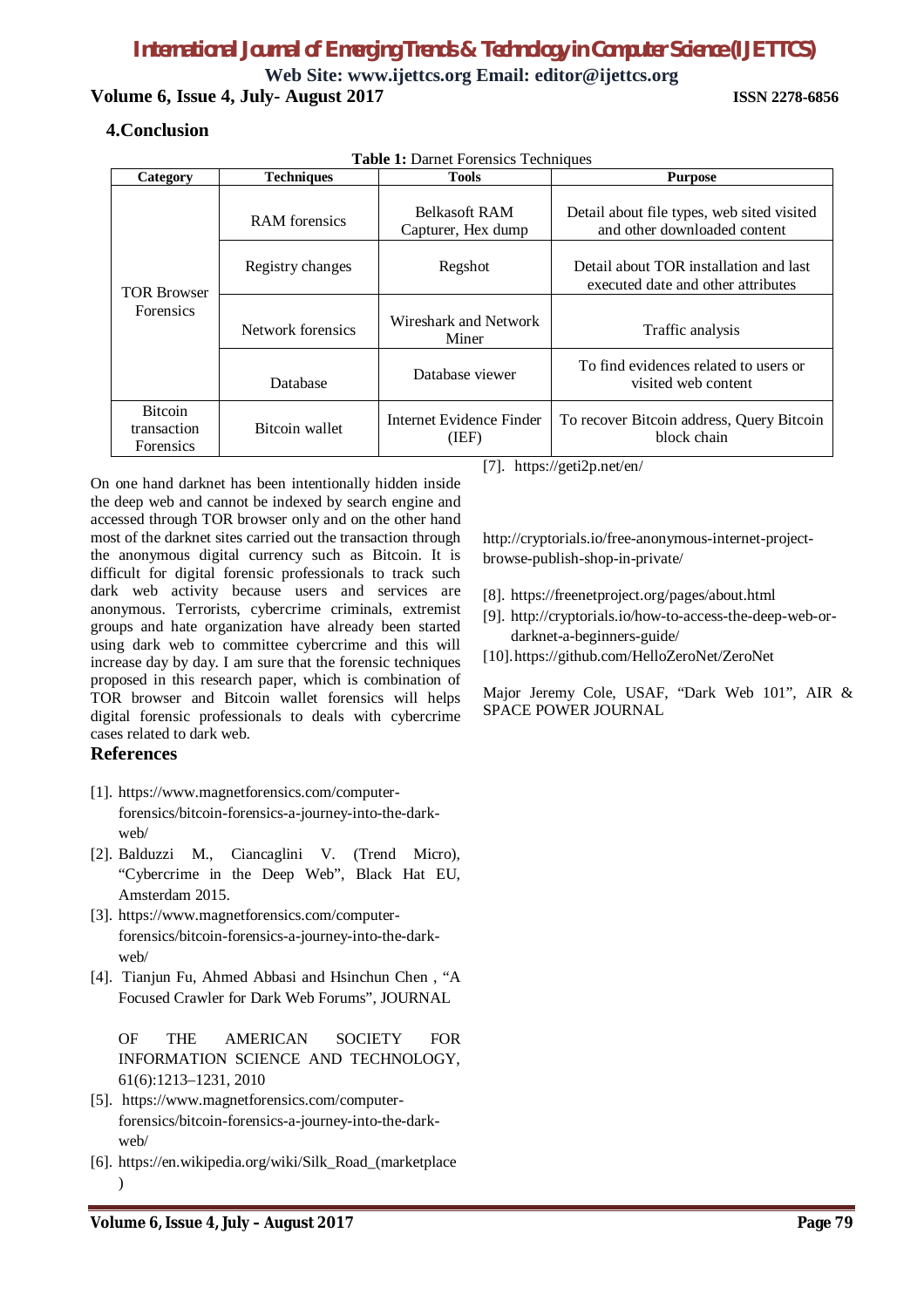## 4.Conclusion

**Table 1:** Darnet Forensics Techniques

| Category | Techniques | Tools | Purpose |
|---|---|---|---|
| TOR Browser Forensics | RAM forensics | Belkasoft RAM Capturer, Hex dump | Detail about file types, web sited visited and other downloaded content |
| | Registry changes | Regshot | Detail about TOR installation and last executed date and other attributes |
| | Network forensics | Wireshark and Network Miner | Traffic analysis |
| | Database | Database viewer | To find evidences related to users or visited web content |
| Bitcoin transaction Forensics | Bitcoin wallet | Internet Evidence Finder (IEF) | To recover Bitcoin address, Query Bitcoin block chain |

On one hand darknet has been intentionally hidden inside the deep web and cannot be indexed by search engine and accessed through TOR browser only and on the other hand most of the darknet sites carried out the transaction through the anonymous digital currency such as Bitcoin. It is difficult for digital forensic professionals to track such dark web activity because users and services are anonymous. Terrorists, cybercrime criminals, extremist groups and hate organization have already been started using dark web to committee cybercrime and this will increase day by day. I am sure that the forensic techniques proposed in this research paper, which is combination of TOR browser and Bitcoin wallet forensics will helps digital forensic professionals to deals with cybercrime cases related to dark web.

## References

[1]. https://www.magnetforensics.com/computer-forensics/bitcoin-forensics-a-journey-into-the-dark-web/

[2]. Balduzzi M., Ciancaglini V. (Trend Micro), "Cybercrime in the Deep Web", Black Hat EU, Amsterdam 2015.

[3]. https://www.magnetforensics.com/computer-forensics/bitcoin-forensics-a-journey-into-the-dark-web/

[4]. Tianjun Fu, Ahmed Abbasi and Hsinchun Chen , "A Focused Crawler for Dark Web Forums", JOURNAL OF THE AMERICAN SOCIETY FOR INFORMATION SCIENCE AND TECHNOLOGY, 61(6):1213–1231, 2010

[5]. https://www.magnetforensics.com/computer-forensics/bitcoin-forensics-a-journey-into-the-dark-web/

[6]. https://en.wikipedia.org/wiki/Silk_Road_(marketplace)

[7]. https://geti2p.net/en/

http://cryptorials.io/free-anonymous-internet-project-browse-publish-shop-in-private/

[8]. https://freenetproject.org/pages/about.html

[9]. http://cryptorials.io/how-to-access-the-deep-web-or-darknet-a-beginners-guide/

[10]. https://github.com/HelloZeroNet/ZeroNet

Major Jeremy Cole, USAF, "Dark Web 101", AIR & SPACE POWER JOURNAL